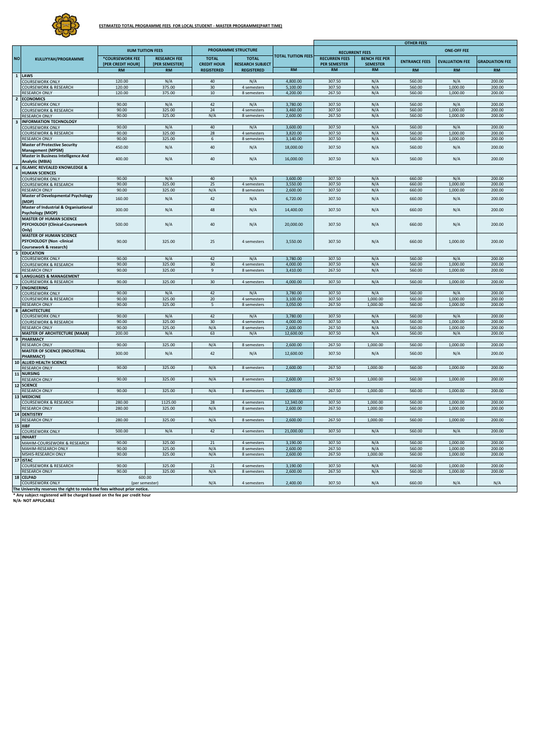**ESTIMATED TOTAL PROGRAMME FEES FOR LOCAL STUDENT - MASTER PROGRAMME(PART TIME)**

| NO | KULLIYYAH/PROGRAMME | IIUM TUITION FEES | | PROGRAMME STRUCTURE | | TOTAL TUITION FEES | OTHER FEES | | | | |
|---|---|---|---|---|---|---|---|---|---|---|---|
| | | | | | | | RECURRENT FEES | | ONE-OFF FEE | | |
| | | *COURSEWORK FEE [PER CREDIT HOUR] | RESEARCH FEE [PER SEMESTER] | TOTAL CREDIT HOUR REGISTERED | TOTAL RESEARCH SUBJECT REGISTERED | | RECURREN FEES PER SEMESTER | BENCH FEE PER SEMESTER | ENTRANCE FEES | EVALUATION FEE | GRADUATION FEE |
| | | RM | RM | | | RM | RM | RM | RM | RM | RM |
| 1 | LAWS | | | | | | | | | | |
| | COURSEWORK ONLY | 120.00 | N/A | 40 | N/A | 4,800.00 | 307.50 | N/A | 560.00 | N/A | 200.00 |
| | COURSEWORK & RESEARCH | 120.00 | 375.00 | 30 | 4 semesters | 5,100.00 | 307.50 | N/A | 560.00 | 1,000.00 | 200.00 |
| | RESEARCH ONLY | 120.00 | 375.00 | 10 | 8 semesters | 4,200.00 | 267.50 | N/A | 560.00 | 1,000.00 | 200.00 |
| 2 | ECONOMICS | | | | | | | | | | |
| | COURSEWORK ONLY | 90.00 | N/A | 42 | N/A | 3,780.00 | 307.50 | N/A | 560.00 | N/A | 200.00 |
| | COURSEWORK & RESEARCH | 90.00 | 325.00 | 24 | 4 semesters | 3,460.00 | 307.50 | N/A | 560.00 | 1,000.00 | 200.00 |
| | RESEARCH ONLY | 90.00 | 325.00 | N/A | 8 semesters | 2,600.00 | 267.50 | N/A | 560.00 | 1,000.00 | 200.00 |
| 3 | INFORMATION TECHNOLOGY | | | | | | | | | | |
| | COURSEWORK ONLY | 90.00 | N/A | 40 | N/A | 3,600.00 | 307.50 | N/A | 560.00 | N/A | 200.00 |
| | COURSEWORK & RESEARCH | 90.00 | 325.00 | 28 | 4 semesters | 3,820.00 | 307.50 | N/A | 560.00 | 1,000.00 | 200.00 |
| | RESEARCH ONLY | 90.00 | 325.00 | 6 | 8 semesters | 3,140.00 | 307.50 | N/A | 560.00 | 1,000.00 | 200.00 |
| | Master of Protective Security Management (MPSM) | 450.00 | N/A | 40 | N/A | 18,000.00 | 307.50 | N/A | 560.00 | N/A | 200.00 |
| | Master in Business Intelligence And Analytic (MBIA) | 400.00 | N/A | 40 | N/A | 16,000.00 | 307.50 | N/A | 560.00 | N/A | 200.00 |
| 4 | ISLAMIC REVEALED KNOWLEDGE & HUMAN SCIENCES | | | | | | | | | | |
| | COURSEWORK ONLY | 90.00 | N/A | 40 | N/A | 3,600.00 | 307.50 | N/A | 660.00 | N/A | 200.00 |
| | COURSEWORK & RESEARCH | 90.00 | 325.00 | 25 | 4 semesters | 3,550.00 | 307.50 | N/A | 660.00 | 1,000.00 | 200.00 |
| | RESEARCH ONLY | 90.00 | 325.00 | N/A | 8 semesters | 2,600.00 | 307.50 | N/A | 660.00 | 1,000.00 | 200.00 |
| | Master of Developmental Psychology (MDP) | 160.00 | N/A | 42 | N/A | 6,720.00 | 307.50 | N/A | 660.00 | N/A | 200.00 |
| | Master of Industrial & Organisational Psychology (MIOP) | 300.00 | N/A | 48 | N/A | 14,400.00 | 307.50 | N/A | 660.00 | N/A | 200.00 |
| | MASTER OF HUMAN SCIENCE PSYCHOLOGY (Clinical-Coursework Only) | 500.00 | N/A | 40 | N/A | 20,000.00 | 307.50 | N/A | 660.00 | N/A | 200.00 |
| | MASTER OF HUMAN SCIENCE PSYCHOLOGY (Non -clinical Coursework & research) | 90.00 | 325.00 | 25 | 4 semesters | 3,550.00 | 307.50 | N/A | 660.00 | 1,000.00 | 200.00 |
| 5 | EDUCATION | | | | | | | | | | |
| | COURSEWORK ONLY | 90.00 | N/A | 42 | N/A | 3,780.00 | 307.50 | N/A | 560.00 | N/A | 200.00 |
| | COURSEWORK & RESEARCH | 90.00 | 325.00 | 30 | 4 semesters | 4,000.00 | 307.50 | N/A | 560.00 | 1,000.00 | 200.00 |
| | RESEARCH ONLY | 90.00 | 325.00 | 9 | 8 semesters | 3,410.00 | 267.50 | N/A | 560.00 | 1,000.00 | 200.00 |
| 6 | LANGUAGES & MANAGEMENT | | | | | | | | | | |
| | COURSEWORK & RESEARCH | 90.00 | 325.00 | 30 | 4 semesters | 4,000.00 | 307.50 | N/A | 560.00 | 1,000.00 | 200.00 |
| 7 | ENGINEERING | | | | | | | | | | |
| | COURSEWORK ONLY | 90.00 | N/A | 42 | N/A | 3,780.00 | 307.50 | N/A | 560.00 | N/A | 200.00 |
| | COURSEWORK & RESEARCH | 90.00 | 325.00 | 20 | 4 semesters | 3,100.00 | 307.50 | 1,000.00 | 560.00 | 1,000.00 | 200.00 |
| | RESEARCH ONLY | 90.00 | 325.00 | 5 | 8 semesters | 3,050.00 | 267.50 | 1,000.00 | 560.00 | 1,000.00 | 200.00 |
| 8 | ARCHITECTURE | | | | | | | | | | |
| | COURSEWORK ONLY | 90.00 | N/A | 42 | N/A | 3,780.00 | 307.50 | N/A | 560.00 | N/A | 200.00 |
| | COURSEWORK & RESEARCH | 90.00 | 325.00 | 30 | 4 semesters | 4,000.00 | 307.50 | N/A | 560.00 | 1,000.00 | 200.00 |
| | RESEARCH ONLY | 90.00 | 325.00 | N/A | 8 semesters | 2,600.00 | 267.50 | N/A | 560.00 | 1,000.00 | 200.00 |
| | MASTER OF ARCHITECTURE (MAAR) | 200.00 | N/A | 63 | N/A | 12,600.00 | 307.50 | N/A | 560.00 | N/A | 200.00 |
| 9 | PHARMACY | | | | | | | | | | |
| | RESEARCH ONLY | 90.00 | 325.00 | N/A | 8 semesters | 2,600.00 | 267.50 | 1,000.00 | 560.00 | 1,000.00 | 200.00 |
| | MASTER OF SCIENCE (INDUSTRIAL PHARMACY) | 300.00 | N/A | 42 | N/A | 12,600.00 | 307.50 | N/A | 560.00 | N/A | 200.00 |
| 10 | ALLIED HEALTH SCIENCE | | | | | | | | | | |
| | RESEARCH ONLY | 90.00 | 325.00 | N/A | 8 semesters | 2,600.00 | 267.50 | 1,000.00 | 560.00 | 1,000.00 | 200.00 |
| 11 | NURSING | | | | | | | | | | |
| | RESEARCH ONLY | 90.00 | 325.00 | N/A | 8 semesters | 2,600.00 | 267.50 | 1,000.00 | 560.00 | 1,000.00 | 200.00 |
| 12 | SCIENCE | | | | | | | | | | |
| | RESEARCH ONLY | 90.00 | 325.00 | N/A | 8 semesters | 2,600.00 | 267.50 | 1,000.00 | 560.00 | 1,000.00 | 200.00 |
| 13 | MEDICINE | | | | | | | | | | |
| | COURSEWORK & RESEARCH | 280.00 | 1125.00 | 28 | 4 semesters | 12,340.00 | 307.50 | 1,000.00 | 560.00 | 1,000.00 | 200.00 |
| | RESEARCH ONLY | 280.00 | 325.00 | N/A | 8 semesters | 2,600.00 | 267.50 | 1,000.00 | 560.00 | 1,000.00 | 200.00 |
| 14 | DENTISTRY | | | | | | | | | | |
| | RESEARCH ONLY | 280.00 | 325.00 | N/A | 8 semesters | 2,600.00 | 267.50 | 1,000.00 | 560.00 | 1,000.00 | 200.00 |
| 15 | IIiBF | | | | | | | | | | |
| | COURSEWORK ONLY | 500.00 | N/A | 42 | 4 semesters | 21,000.00 | 307.50 | N/A | 560.00 | N/A | 200.00 |
| 16 | INHART | | | | | | | | | | |
| | MAHIM-COURSEWORK & RESEARCH | 90.00 | 325.00 | 21 | 4 semesters | 3,190.00 | 307.50 | N/A | 560.00 | 1,000.00 | 200.00 |
| | MAHIM-RESEARCH ONLY | 90.00 | 325.00 | N/A | 8 semesters | 2,600.00 | 267.50 | N/A | 560.00 | 1,000.00 | 200.00 |
| | MSHIS-RESEARCH ONLY | 90.00 | 325.00 | N/A | 8 semesters | 2,600.00 | 267.50 | 1,000.00 | 560.00 | 1,000.00 | 200.00 |
| 17 | ISTAC | | | | | | | | | | |
| | COURSEWORK & RESEARCH | 90.00 | 325.00 | 21 | 4 semesters | 3,190.00 | 307.50 | N/A | 560.00 | 1,000.00 | 200.00 |
| | RESEARCH ONLY | 90.00 | 325.00 | N/A | 8 semesters | 2,600.00 | 267.50 | N/A | 560.00 | 1,000.00 | 200.00 |
| 18 | CELPAD | | | | | | | | | | |
| | COURSEWORK ONLY | 600.00 (per semester) | | N/A | 4 semesters | 2,400.00 | 307.50 | N/A | 660.00 | N/A | N/A |

**The University reserves the right to revise the fees without prior notice.**

**\* Any subject registered will be charged based on the fee per credit hour**

**N/A- NOT APPLICABLE**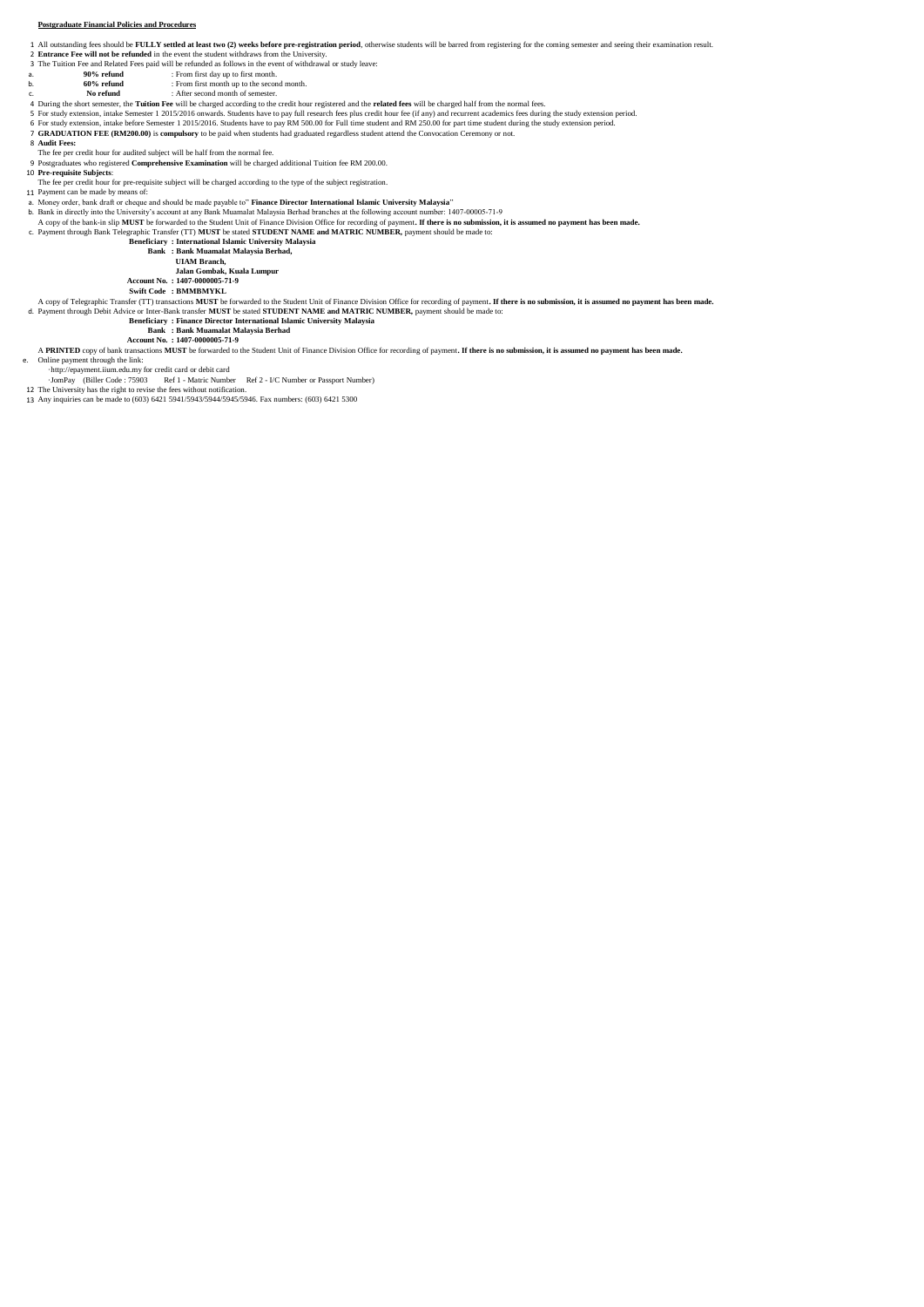## Postgraduate Financial Policies and Procedures

1 All outstanding fees should be **FULLY settled at least two (2) weeks before pre-registration period**, otherwise students will be barred from registering for the coming semester and seeing their examination result.

2 **Entrance Fee will not be refunded** in the event the student withdraws from the University.

3 The Tuition Fee and Related Fees paid will be refunded as follows in the event of withdrawal or study leave:

a. **90% refund** : From first day up to first month.

b. **60% refund** : From first month up to the second month.

c. **No refund** : After second month of semester.

4 During the short semester, the **Tuition Fee** will be charged according to the credit hour registered and the **related fees** will be charged half from the normal fees.

5 For study extension, intake Semester 1 2015/2016 onwards. Students have to pay full research fees plus credit hour fee (if any) and recurrent academics fees during the study extension period.

6 For study extension, intake before Semester 1 2015/2016. Students have to pay RM 500.00 for Full time student and RM 250.00 for part time student during the study extension period.

7 **GRADUATION FEE (RM200.00)** is **compulsory** to be paid when students had graduated regardless student attend the Convocation Ceremony or not.

8 **Audit Fees:**

The fee per credit hour for audited subject will be half from the normal fee.

9 Postgraduates who registered **Comprehensive Examination** will be charged additional Tuition fee RM 200.00.

10 **Pre-requisite Subjects**:

The fee per credit hour for pre-requisite subject will be charged according to the type of the subject registration.

11 Payment can be made by means of:

a. Money order, bank draft or cheque and should be made payable to" **Finance Director International Islamic University Malaysia**"

b. Bank in directly into the University's account at any Bank Muamalat Malaysia Berhad branches at the following account number: 1407-00005-71-9

A copy of the bank-in slip **MUST** be forwarded to the Student Unit of Finance Division Office for recording of payment**. If there is no submission, it is assumed no payment has been made.**

c. Payment through Bank Telegraphic Transfer (TT) **MUST** be stated **STUDENT NAME and MATRIC NUMBER,** payment should be made to:

**Beneficiary : International Islamic University Malaysia**
**Bank : Bank Muamalat Malaysia Berhad,**
**UIAM Branch,**
**Jalan Gombak, Kuala Lumpur**
**Account No. : 1407-0000005-71-9**
**Swift Code : BMMBMYKL**

A copy of Telegraphic Transfer (TT) transactions **MUST** be forwarded to the Student Unit of Finance Division Office for recording of payment**. If there is no submission, it is assumed no payment has been made.**

d. Payment through Debit Advice or Inter-Bank transfer **MUST** be stated **STUDENT NAME and MATRIC NUMBER,** payment should be made to:

**Beneficiary : Finance Director International Islamic University Malaysia**
**Bank : Bank Muamalat Malaysia Berhad**
**Account No. : 1407-0000005-71-9**

A **PRINTED** copy of bank transactions **MUST** be forwarded to the Student Unit of Finance Division Office for recording of payment**. If there is no submission, it is assumed no payment has been made.**

e. Online payment through the link:

- http://epayment.iium.edu.my for credit card or debit card
- JomPay (Biller Code : 75903 Ref 1 - Matric Number Ref 2 - I/C Number or Passport Number)

12 The University has the right to revise the fees without notification.

13 Any inquiries can be made to (603) 6421 5941/5943/5944/5945/5946. Fax numbers: (603) 6421 5300